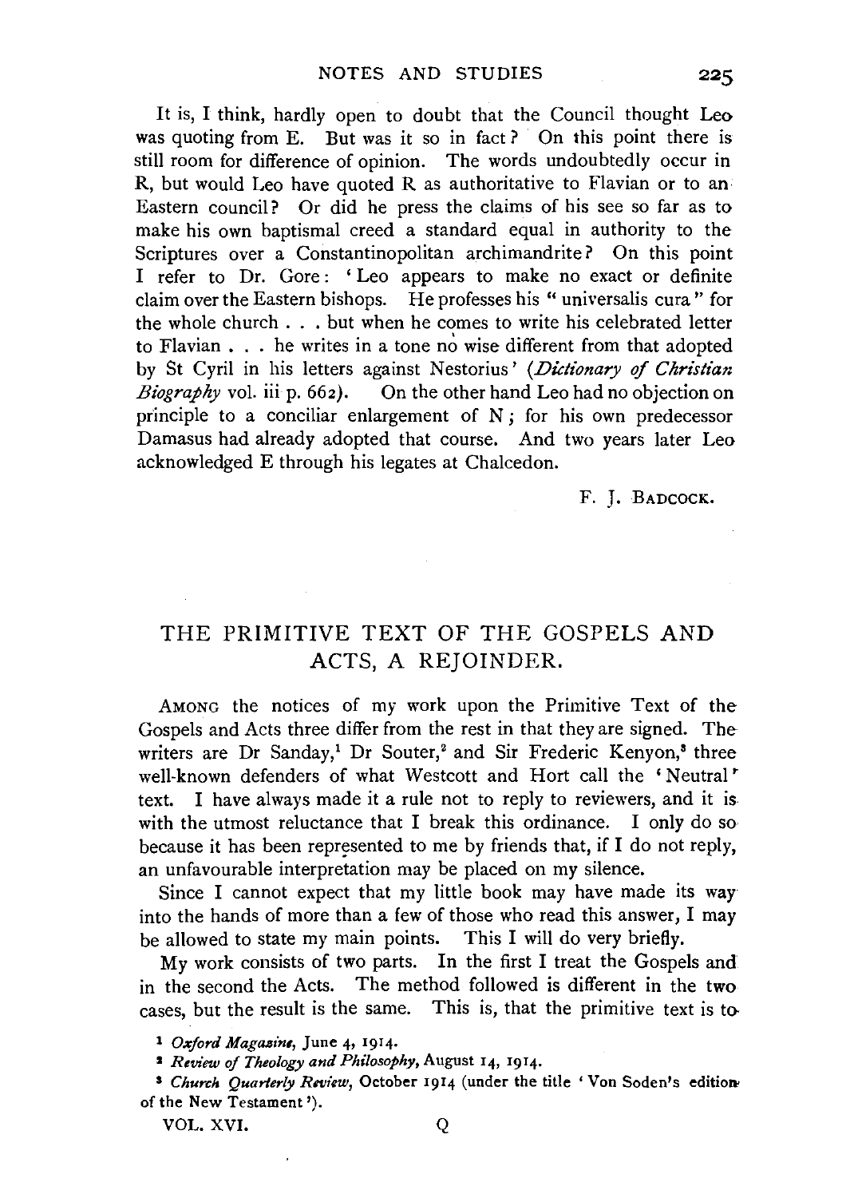It is, I think, hardly open to doubt that the Council thought Leo was quoting from E. But was it so in fact? On this point there is still room for difference of opinion. The words undoubtedly occur in R, but would Leo have quoted R as authoritative to Flavian or to an Eastern council? Or did he press the claims of his see so far as to make his own baptismal creed a standard equal in authority to the Scriptures over a Constantinopolitan archimandrite? On this point I refer to Dr. Gore: 'Leo appears to make no exact or definite claim over the Eastern bishops. He professes his "universalis cura" for the whole church . . . but when he comes to write his celebrated letter to Flavian . . . he writes in a tone nò wise different from that adopted by St Cyril in his letters against Nestorius' (*Dictionary of Christian Biography* vol. iii p. 662). On the other hand Leo had no objection on principle to a conciliar enlargement of N; for his own predecessor Damasus had already adopted that course. And two years later Leo acknowledged E through his legates at Chalcedon.

F. J. BADCOCK.

## THE PRIMITIVE TEXT OF THE GOSPELS AND ACTS, A REJOINDER.

AMONG the notices of my work upon the Primitive Text of the Gospels and Acts three differ from the rest in that they are signed. The writers are Dr Sanday,[1] Dr Souter,[2] and Sir Frederic Kenyon,[3] three well-known defenders of what Westcott and Hort call the 'Neutral' text. I have always made it a rule not to reply to reviewers, and it is with the utmost reluctance that I break this ordinance. I only do so because it has been represented to me by friends that, if I do not reply, an unfavourable interpretation may be placed on my silence.

Since I cannot expect that my little book may have made its way into the hands of more than a few of those who read this answer, I may be allowed to state my main points. This I will do very briefly.

My work consists of two parts. In the first I treat the Gospels and in the second the Acts. The method followed is different in the two cases, but the result is the same. This is, that the primitive text is to

[1] *Oxford Magazine*, June 4, 1914.

[2] *Review of Theology and Philosophy*, August 14, 1914.

[3] *Church Quarterly Review*, October 1914 (under the title 'Von Soden's edition of the New Testament').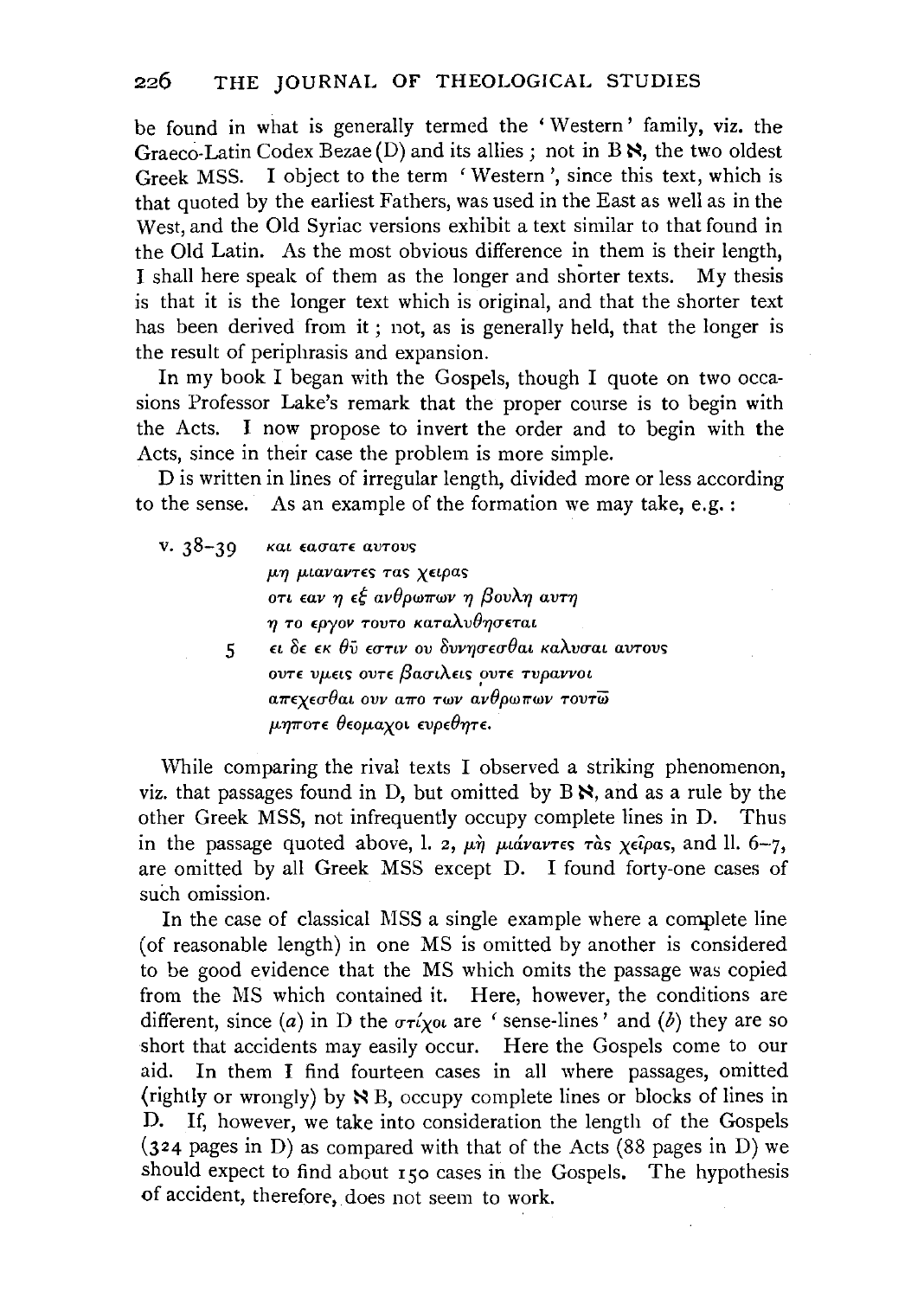be found in what is generally termed the 'Western' family, viz. the Graeco-Latin Codex Bezae (D) and its allies; not in B ℵ, the two oldest Greek MSS. I object to the term 'Western', since this text, which is that quoted by the earliest Fathers, was used in the East as well as in the West, and the Old Syriac versions exhibit a text similar to that found in the Old Latin. As the most obvious difference in them is their length, I shall here speak of them as the longer and shorter texts. My thesis is that it is the longer text which is original, and that the shorter text has been derived from it; not, as is generally held, that the longer is the result of periphrasis and expansion.

In my book I began with the Gospels, though I quote on two occasions Professor Lake's remark that the proper course is to begin with the Acts. I now propose to invert the order and to begin with the Acts, since in their case the problem is more simple.

D is written in lines of irregular length, divided more or less according to the sense. As an example of the formation we may take, e.g.:

v. 38–39 &nbsp;&nbsp; και εασατε αυτους
μη μιαναντες τας χειρας
οτι εαν η εξ ανθρωπων η βουλη αυτη
η το εργον τουτο καταλυθησεται
5 &nbsp;&nbsp; ει δε εκ θῦ εστιν ου δυνησεσθαι καλυσαι αυτους
ουτε υμεις ουτε βασιλεις ουτε τυραννοι
απεχεσθαι ουν απο των ανθρωπων τουτω̄
μηποτε θεομαχοι ευρεθητε.

While comparing the rival texts I observed a striking phenomenon, viz. that passages found in D, but omitted by B ℵ, and as a rule by the other Greek MSS, not infrequently occupy complete lines in D. Thus in the passage quoted above, l. 2, μὴ μιάναντες τὰς χεῖρας, and ll. 6–7, are omitted by all Greek MSS except D. I found forty-one cases of such omission.

In the case of classical MSS a single example where a complete line (of reasonable length) in one MS is omitted by another is considered to be good evidence that the MS which omits the passage was copied from the MS which contained it. Here, however, the conditions are different, since (*a*) in D the στίχοι are 'sense-lines' and (*b*) they are so short that accidents may easily occur. Here the Gospels come to our aid. In them I find fourteen cases in all where passages, omitted (rightly or wrongly) by ℵ B, occupy complete lines or blocks of lines in D. If, however, we take into consideration the length of the Gospels (324 pages in D) as compared with that of the Acts (88 pages in D) we should expect to find about 150 cases in the Gospels. The hypothesis of accident, therefore, does not seem to work.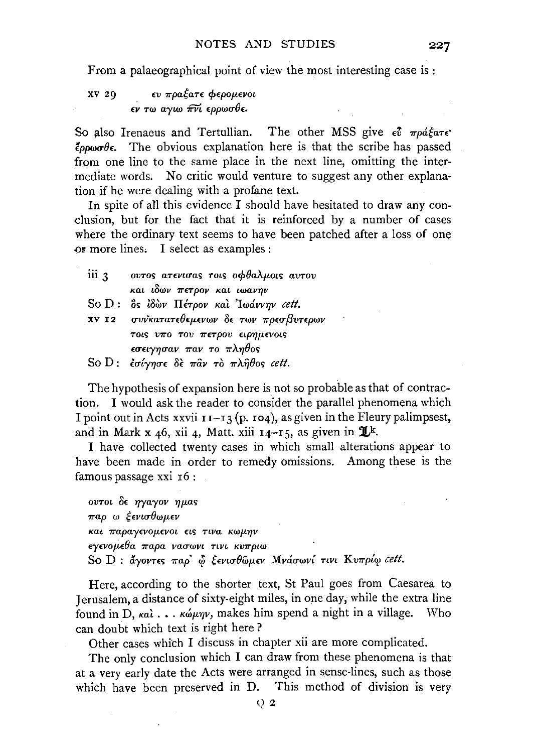From a palaeographical point of view the most interesting case is :

xv 29 &emsp; *ευ πραξατε φερομενοι*
&emsp;&emsp;&emsp;&emsp; *εν τω αγιω πνι ερρωσθε.*

So also Irenaeus and Tertullian. The other MSS give *εὖ πράξατε· ἔρρωσθε*. The obvious explanation here is that the scribe has passed from one line to the same place in the next line, omitting the intermediate words. No critic would venture to suggest any other explanation if he were dealing with a profane text.

In spite of all this evidence I should have hesitated to draw any conclusion, but for the fact that it is reinforced by a number of cases where the ordinary text seems to have been patched after a loss of one or more lines. I select as examples :

iii 3 &emsp; *ουτος ατενισας τοις οφθαλμοις αυτου*
&emsp;&emsp;&emsp; *και ιδων πετρον και ιωανην*
So D : *ὃς ἰδὼν Πέτρον καὶ Ἰωάννην cett.*
xv 12 &emsp; *συνκατατεθεμενων δε των πρεσβυτερων*
&emsp;&emsp;&emsp; *τοις υπο του πετρου ειρημενοις*
&emsp;&emsp;&emsp; *εσειγησαν παν το πληθος*
So D : *ἐσίγησε δὲ πᾶν τὸ πλῆθος cett.*

The hypothesis of expansion here is not so probable as that of contraction. I would ask the reader to consider the parallel phenomena which I point out in Acts xxvii 11–13 (p. 104), as given in the Fleury palimpsest, and in Mark x 46, xii 4, Matt. xiii 14–15, as given in 𝔏k.

I have collected twenty cases in which small alterations appear to have been made in order to remedy omissions. Among these is the famous passage xxi 16 :

*ουτοι δε ηγαγον ημας*
*παρ ω ξενισθωμεν*
*και παραγενομενοι εις τινα κωμην*
*εγενομεθα παρα νασωνι τινι κυπριω*
So D : *ἄγοντες παρ' ᾧ ξενισθῶμεν Μνάσωνί τινι Κυπρίῳ cett.*

Here, according to the shorter text, St Paul goes from Caesarea to Jerusalem, a distance of sixty-eight miles, in one day, while the extra line found in D, *καὶ . . . κώμην*, makes him spend a night in a village. Who can doubt which text is right here?

Other cases which I discuss in chapter xii are more complicated.

The only conclusion which I can draw from these phenomena is that at a very early date the Acts were arranged in sense-lines, such as those which have been preserved in D. This method of division is very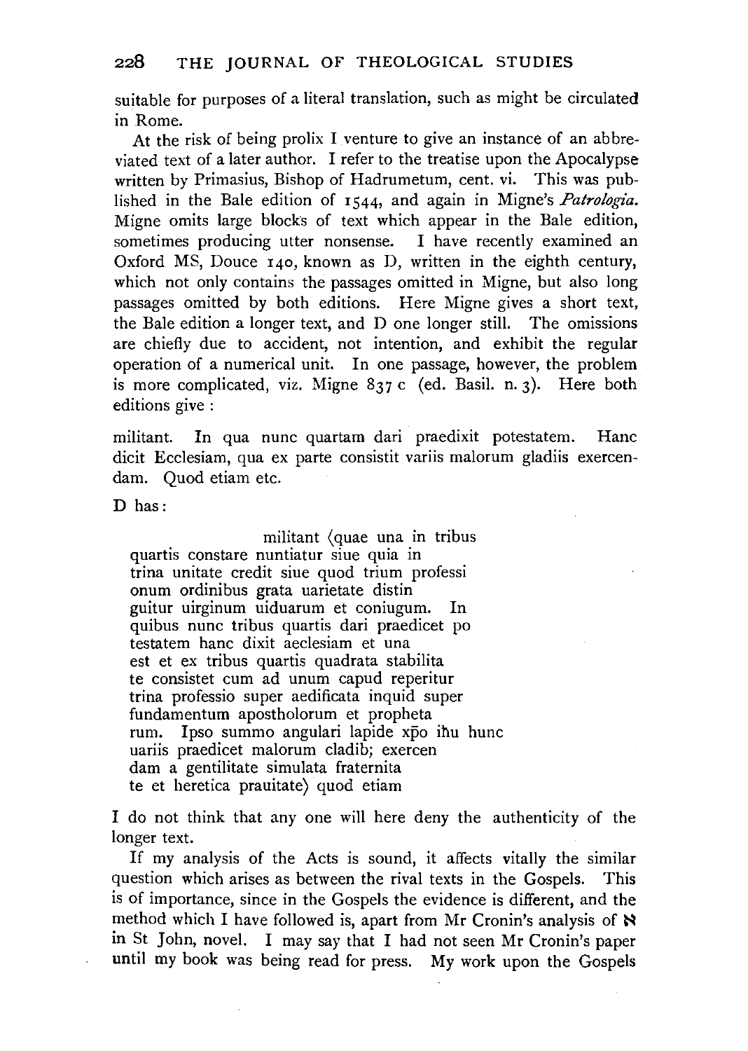suitable for purposes of a literal translation, such as might be circulated in Rome.

At the risk of being prolix I venture to give an instance of an abbreviated text of a later author. I refer to the treatise upon the Apocalypse written by Primasius, Bishop of Hadrumetum, cent. vi. This was published in the Bale edition of 1544, and again in Migne's *Patrologia*. Migne omits large blocks of text which appear in the Bale edition, sometimes producing utter nonsense. I have recently examined an Oxford MS, Douce 140, known as D, written in the eighth century, which not only contains the passages omitted in Migne, but also long passages omitted by both editions. Here Migne gives a short text, the Bale edition a longer text, and D one longer still. The omissions are chiefly due to accident, not intention, and exhibit the regular operation of a numerical unit. In one passage, however, the problem is more complicated, viz. Migne 837 c (ed. Basil. n. 3). Here both editions give:

militant. In qua nunc quartam dari praedixit potestatem. Hanc dicit Ecclesiam, qua ex parte consistit variis malorum gladiis exercendam. Quod etiam etc.

D has:

> militant ⟨quae una in tribus
> quartis constare nuntiatur siue quia in
> trina unitate credit siue quod trium professi
> onum ordinibus grata uarietate distin
> guitur uirginum uiduarum et coniugum. In
> quibus nunc tribus quartis dari praedicet po
> testatem hanc dixit aeclesiam et una
> est et ex tribus quartis quadrata stabilita
> te consistet cum ad unum capud reperitur
> trina professio super aedificata inquid super
> fundamentum aposthólorum et propheta
> rum. Ipso summo angulari lapide xp̄o ih̄u hunc
> uariis praedicet malorum cladib; exercen
> dam a gentilitate simulata fraternita
> te et heretica prauitate⟩ quod etiam

I do not think that any one will here deny the authenticity of the longer text.

If my analysis of the Acts is sound, it affects vitally the similar question which arises as between the rival texts in the Gospels. This is of importance, since in the Gospels the evidence is different, and the method which I have followed is, apart from Mr Cronin's analysis of ℵ in St John, novel. I may say that I had not seen Mr Cronin's paper until my book was being read for press. My work upon the Gospels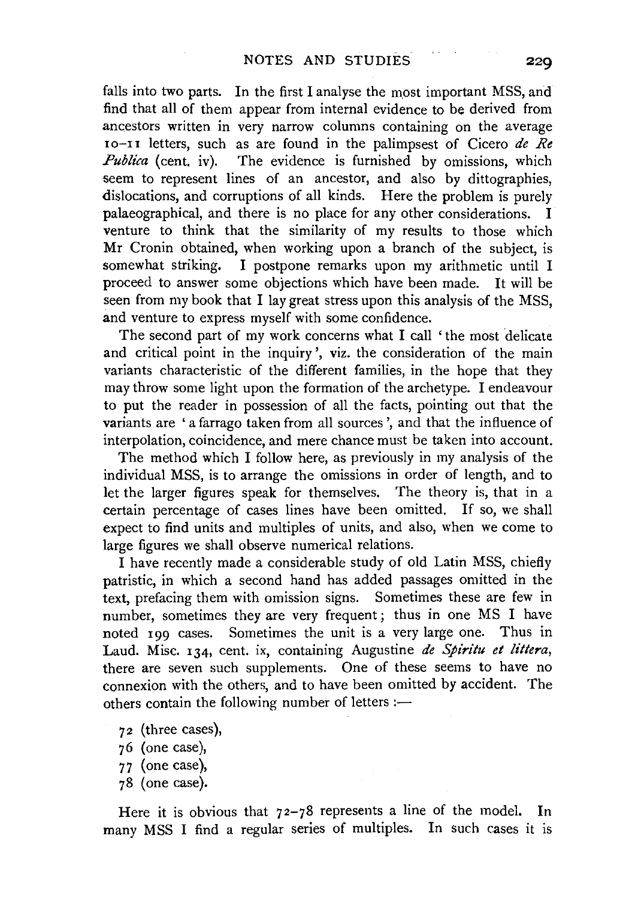falls into two parts. In the first I analyse the most important MSS, and find that all of them appear from internal evidence to be derived from ancestors written in very narrow columns containing on the average 10–11 letters, such as are found in the palimpsest of Cicero *de Re Publica* (cent. iv). The evidence is furnished by omissions, which seem to represent lines of an ancestor, and also by dittographies, dislocations, and corruptions of all kinds. Here the problem is purely palaeographical, and there is no place for any other considerations. I venture to think that the similarity of my results to those which Mr Cronin obtained, when working upon a branch of the subject, is somewhat striking. I postpone remarks upon my arithmetic until I proceed to answer some objections which have been made. It will be seen from my book that I lay great stress upon this analysis of the MSS, and venture to express myself with some confidence.

The second part of my work concerns what I call 'the most delicate and critical point in the inquiry', viz. the consideration of the main variants characteristic of the different families, in the hope that they may throw some light upon the formation of the archetype. I endeavour to put the reader in possession of all the facts, pointing out that the variants are 'a farrago taken from all sources', and that the influence of interpolation, coincidence, and mere chance must be taken into account.

The method which I follow here, as previously in my analysis of the individual MSS, is to arrange the omissions in order of length, and to let the larger figures speak for themselves. The theory is, that in a certain percentage of cases lines have been omitted. If so, we shall expect to find units and multiples of units, and also, when we come to large figures we shall observe numerical relations.

I have recently made a considerable study of old Latin MSS, chiefly patristic, in which a second hand has added passages omitted in the text, prefacing them with omission signs. Sometimes these are few in number, sometimes they are very frequent; thus in one MS I have noted 199 cases. Sometimes the unit is a very large one. Thus in Laud. Misc. 134, cent. ix, containing Augustine *de Spiritu et littera*, there are seven such supplements. One of these seems to have no connexion with the others, and to have been omitted by accident. The others contain the following number of letters :—

72 (three cases),
76 (one case),
77 (one case),
78 (one case).

Here it is obvious that 72–78 represents a line of the model. In many MSS I find a regular series of multiples. In such cases it is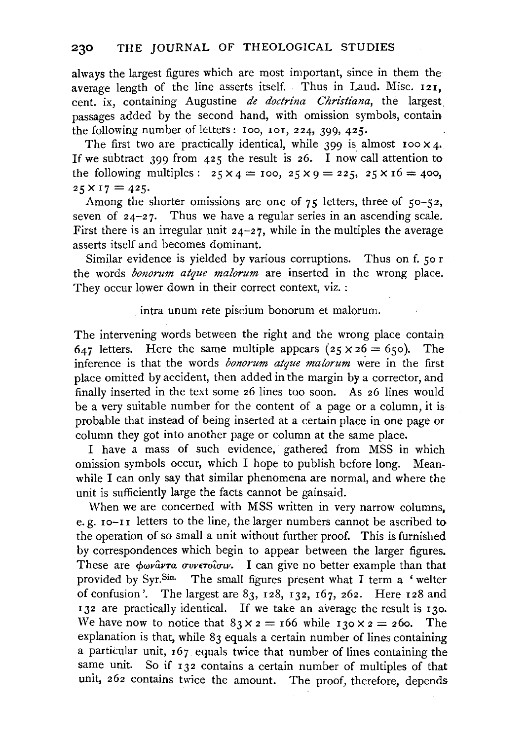always the largest figures which are most important, since in them the average length of the line asserts itself. Thus in Laud. Misc. 121, cent. ix, containing Augustine *de doctrina Christiana*, the largest passages added by the second hand, with omission symbols, contain the following number of letters: 100, 101, 224, 399, 425.

The first two are practically identical, while 399 is almost $100 \times 4$. If we subtract 399 from 425 the result is 26. I now call attention to the following multiples: $25 \times 4 = 100$, $25 \times 9 = 225$, $25 \times 16 = 400$, $25 \times 17 = 425$.

Among the shorter omissions are one of 75 letters, three of 50–52, seven of 24–27. Thus we have a regular series in an ascending scale. First there is an irregular unit 24–27, while in the multiples the average asserts itself and becomes dominant.

Similar evidence is yielded by various corruptions. Thus on f. 50 r the words *bonorum atque malorum* are inserted in the wrong place. They occur lower down in their correct context, viz.:

intra unum rete piscium bonorum et malorum.

The intervening words between the right and the wrong place contain 647 letters. Here the same multiple appears ($25 \times 26 = 650$). The inference is that the words *bonorum atque malorum* were in the first place omitted by accident, then added in the margin by a corrector, and finally inserted in the text some 26 lines too soon. As 26 lines would be a very suitable number for the content of a page or a column, it is probable that instead of being inserted at a certain place in one page or column they got into another page or column at the same place.

I have a mass of such evidence, gathered from MSS in which omission symbols occur, which I hope to publish before long. Meanwhile I can only say that similar phenomena are normal, and where the unit is sufficiently large the facts cannot be gainsaid.

When we are concerned with MSS written in very narrow columns, e.g. 10–11 letters to the line, the larger numbers cannot be ascribed to the operation of so small a unit without further proof. This is furnished by correspondences which begin to appear between the larger figures. These are φωνᾶντα συνετοῖσιν. I can give no better example than that provided by Syr.[Sin.] The small figures present what I term a 'welter of confusion'. The largest are 83, 128, 132, 167, 262. Here 128 and 132 are practically identical. If we take an average the result is 130. We have now to notice that $83 \times 2 = 166$ while $130 \times 2 = 260$. The explanation is that, while 83 equals a certain number of lines containing a particular unit, 167 equals twice that number of lines containing the same unit. So if 132 contains a certain number of multiples of that unit, 262 contains twice the amount. The proof, therefore, depends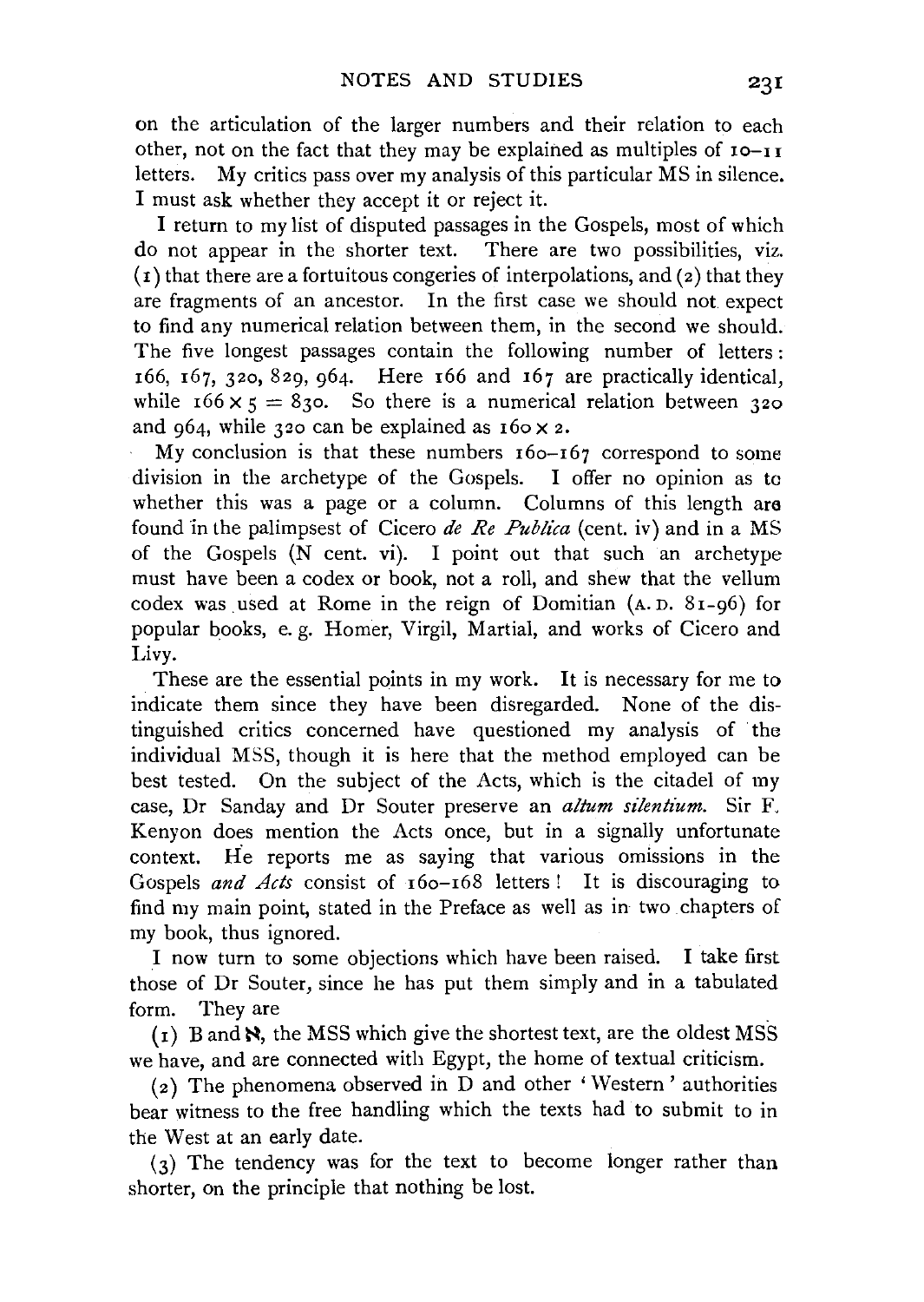on the articulation of the larger numbers and their relation to each other, not on the fact that they may be explained as multiples of 10–11 letters. My critics pass over my analysis of this particular MS in silence. I must ask whether they accept it or reject it.

I return to my list of disputed passages in the Gospels, most of which do not appear in the shorter text. There are two possibilities, viz. (1) that there are a fortuitous congeries of interpolations, and (2) that they are fragments of an ancestor. In the first case we should not expect to find any numerical relation between them, in the second we should. The five longest passages contain the following number of letters: 166, 167, 320, 829, 964. Here 166 and 167 are practically identical, while $166 \times 5 = 830$. So there is a numerical relation between 320 and 964, while 320 can be explained as $160 \times 2$.

My conclusion is that these numbers 160–167 correspond to some division in the archetype of the Gospels. I offer no opinion as to whether this was a page or a column. Columns of this length are found in the palimpsest of Cicero *de Re Publica* (cent. iv) and in a MS of the Gospels (N cent. vi). I point out that such an archetype must have been a codex or book, not a roll, and shew that the vellum codex was used at Rome in the reign of Domitian (A.D. 81–96) for popular books, e.g. Homer, Virgil, Martial, and works of Cicero and Livy.

These are the essential points in my work. It is necessary for me to indicate them since they have been disregarded. None of the distinguished critics concerned have questioned my analysis of the individual MSS, though it is here that the method employed can be best tested. On the subject of the Acts, which is the citadel of my case, Dr Sanday and Dr Souter preserve an *altum silentium*. Sir F. Kenyon does mention the Acts once, but in a signally unfortunate context. He reports me as saying that various omissions in the Gospels *and Acts* consist of 160–168 letters! It is discouraging to find my main point, stated in the Preface as well as in two chapters of my book, thus ignored.

I now turn to some objections which have been raised. I take first those of Dr Souter, since he has put them simply and in a tabulated form. They are

(1) B and ℵ, the MSS which give the shortest text, are the oldest MSS we have, and are connected with Egypt, the home of textual criticism.

(2) The phenomena observed in D and other 'Western' authorities bear witness to the free handling which the texts had to submit to in the West at an early date.

(3) The tendency was for the text to become longer rather than shorter, on the principle that nothing be lost.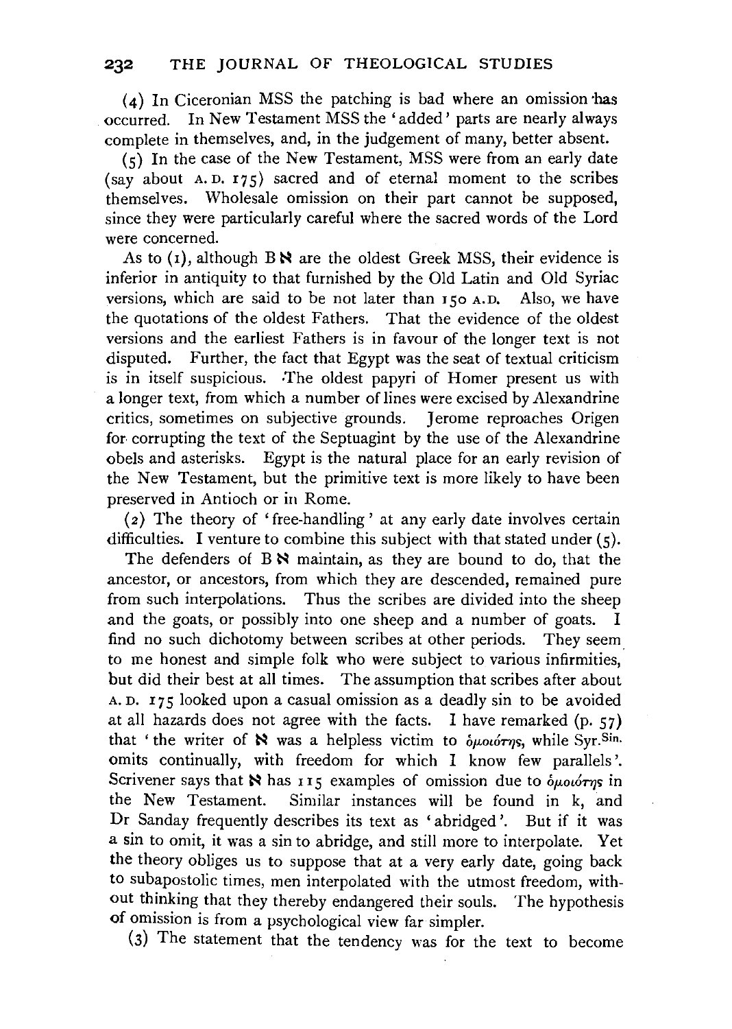(4) In Ciceronian MSS the patching is bad where an omission has occurred. In New Testament MSS the 'added' parts are nearly always complete in themselves, and, in the judgement of many, better absent.

(5) In the case of the New Testament, MSS were from an early date (say about A.D. 175) sacred and of eternal moment to the scribes themselves. Wholesale omission on their part cannot be supposed, since they were particularly careful where the sacred words of the Lord were concerned.

As to (1), although B ℵ are the oldest Greek MSS, their evidence is inferior in antiquity to that furnished by the Old Latin and Old Syriac versions, which are said to be not later than 150 A.D. Also, we have the quotations of the oldest Fathers. That the evidence of the oldest versions and the earliest Fathers is in favour of the longer text is not disputed. Further, the fact that Egypt was the seat of textual criticism is in itself suspicious. The oldest papyri of Homer present us with a longer text, from which a number of lines were excised by Alexandrine critics, sometimes on subjective grounds. Jerome reproaches Origen for corrupting the text of the Septuagint by the use of the Alexandrine obels and asterisks. Egypt is the natural place for an early revision of the New Testament, but the primitive text is more likely to have been preserved in Antioch or in Rome.

(2) The theory of 'free-handling' at any early date involves certain difficulties. I venture to combine this subject with that stated under (5).

The defenders of B ℵ maintain, as they are bound to do, that the ancestor, or ancestors, from which they are descended, remained pure from such interpolations. Thus the scribes are divided into the sheep and the goats, or possibly into one sheep and a number of goats. I find no such dichotomy between scribes at other periods. They seem to me honest and simple folk who were subject to various infirmities, but did their best at all times. The assumption that scribes after about A.D. 175 looked upon a casual omission as a deadly sin to be avoided at all hazards does not agree with the facts. I have remarked (p. 57) that 'the writer of ℵ was a helpless victim to ὁμοιότης, while Syr.[Sin.] omits continually, with freedom for which I know few parallels'. Scrivener says that ℵ has 115 examples of omission due to ὁμοιότης in the New Testament. Similar instances will be found in k, and Dr Sanday frequently describes its text as 'abridged'. But if it was a sin to omit, it was a sin to abridge, and still more to interpolate. Yet the theory obliges us to suppose that at a very early date, going back to subapostolic times, men interpolated with the utmost freedom, without thinking that they thereby endangered their souls. The hypothesis of omission is from a psychological view far simpler.

(3) The statement that the tendency was for the text to become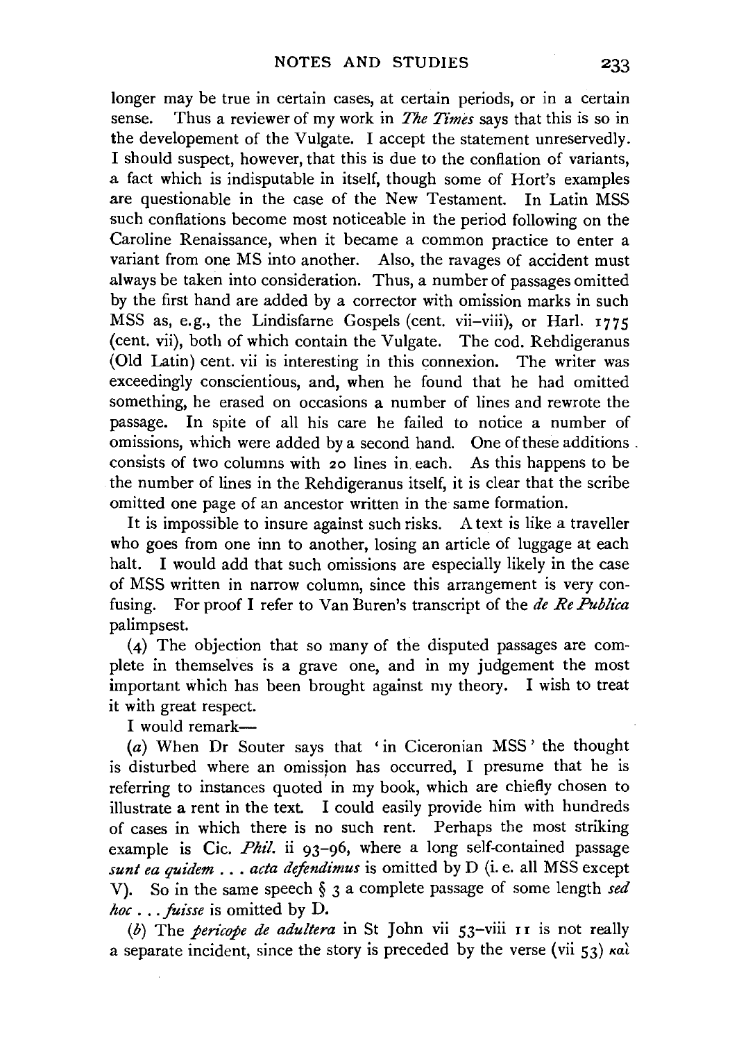longer may be true in certain cases, at certain periods, or in a certain sense. Thus a reviewer of my work in *The Times* says that this is so in the developement of the Vulgate. I accept the statement unreservedly. I should suspect, however, that this is due to the conflation of variants, a fact which is indisputable in itself, though some of Hort's examples are questionable in the case of the New Testament. In Latin MSS such conflations become most noticeable in the period following on the Caroline Renaissance, when it became a common practice to enter a variant from one MS into another. Also, the ravages of accident must always be taken into consideration. Thus, a number of passages omitted by the first hand are added by a corrector with omission marks in such MSS as, e.g., the Lindisfarne Gospels (cent. vii–viii), or Harl. 1775 (cent. vii), both of which contain the Vulgate. The cod. Rehdigeranus (Old Latin) cent. vii is interesting in this connexion. The writer was exceedingly conscientious, and, when he found that he had omitted something, he erased on occasions a number of lines and rewrote the passage. In spite of all his care he failed to notice a number of omissions, which were added by a second hand. One of these additions consists of two columns with 20 lines in each. As this happens to be the number of lines in the Rehdigeranus itself, it is clear that the scribe omitted one page of an ancestor written in the same formation.

It is impossible to insure against such risks. A text is like a traveller who goes from one inn to another, losing an article of luggage at each halt. I would add that such omissions are especially likely in the case of MSS written in narrow column, since this arrangement is very confusing. For proof I refer to Van Buren's transcript of the *de Re Publica* palimpsest.

(4) The objection that so many of the disputed passages are complete in themselves is a grave one, and in my judgement the most important which has been brought against my theory. I wish to treat it with great respect.

I would remark—

(*a*) When Dr Souter says that 'in Ciceronian MSS' the thought is disturbed where an omission has occurred, I presume that he is referring to instances quoted in my book, which are chiefly chosen to illustrate a rent in the text. I could easily provide him with hundreds of cases in which there is no such rent. Perhaps the most striking example is Cic. *Phil.* ii 93–96, where a long self-contained passage *sunt ea quidem ... acta defendimus* is omitted by D (i. e. all MSS except V). So in the same speech § 3 a complete passage of some length *sed hoc ... fuisse* is omitted by D.

(*b*) The *pericope de adultera* in St John vii 53–viii 11 is not really a separate incident, since the story is preceded by the verse (vii 53) καὶ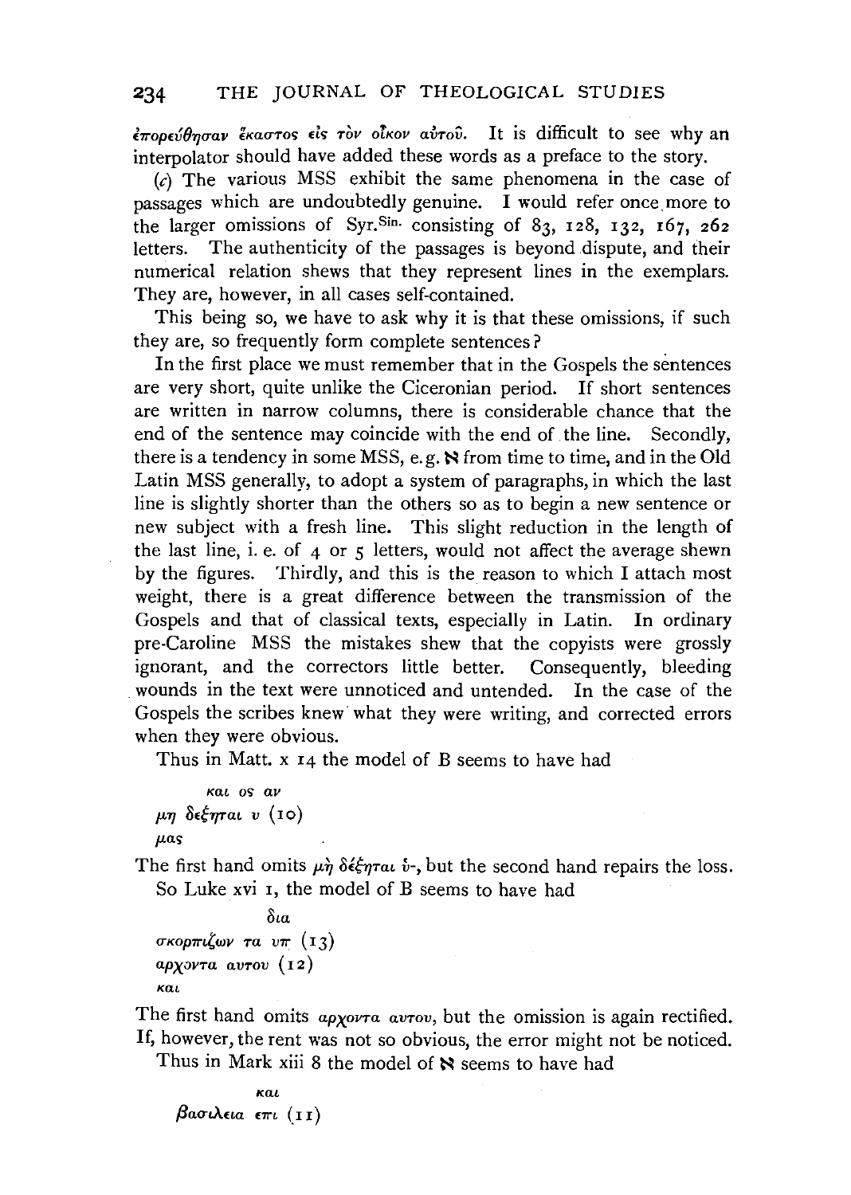ἐπορεύθησαν ἕκαστος εἰς τὸν οἶκον αὐτοῦ. It is difficult to see why an interpolator should have added these words as a preface to the story.

(*c*) The various MSS exhibit the same phenomena in the case of passages which are undoubtedly genuine. I would refer once more to the larger omissions of Syr.[Sin.] consisting of 83, 128, 132, 167, 262 letters. The authenticity of the passages is beyond dispute, and their numerical relation shews that they represent lines in the exemplars. They are, however, in all cases self-contained.

This being so, we have to ask why it is that these omissions, if such they are, so frequently form complete sentences?

In the first place we must remember that in the Gospels the sentences are very short, quite unlike the Ciceronian period. If short sentences are written in narrow columns, there is considerable chance that the end of the sentence may coincide with the end of the line. Secondly, there is a tendency in some MSS, e.g. ℵ from time to time, and in the Old Latin MSS generally, to adopt a system of paragraphs, in which the last line is slightly shorter than the others so as to begin a new sentence or new subject with a fresh line. This slight reduction in the length of the last line, i. e. of 4 or 5 letters, would not affect the average shewn by the figures. Thirdly, and this is the reason to which I attach most weight, there is a great difference between the transmission of the Gospels and that of classical texts, especially in Latin. In ordinary pre-Caroline MSS the mistakes shew that the copyists were grossly ignorant, and the correctors little better. Consequently, bleeding wounds in the text were unnoticed and untended. In the case of the Gospels the scribes knew what they were writing, and corrected errors when they were obvious.

Thus in Matt. x 14 the model of B seems to have had

```
        και ος αν
μη δεξηται υ (10)
μας
```

The first hand omits μὴ δέξηται ὑ-, but the second hand repairs the loss.

So Luke xvi 1, the model of B seems to have had

```
            δια
σκορπιζων τα υπ (13)
αρχοντα αυτου (12)
και
```

The first hand omits αρχοντα αυτου, but the omission is again rectified. If, however, the rent was not so obvious, the error might not be noticed.

Thus in Mark xiii 8 the model of ℵ seems to have had

```
            και
βασιλεια επι (11)
```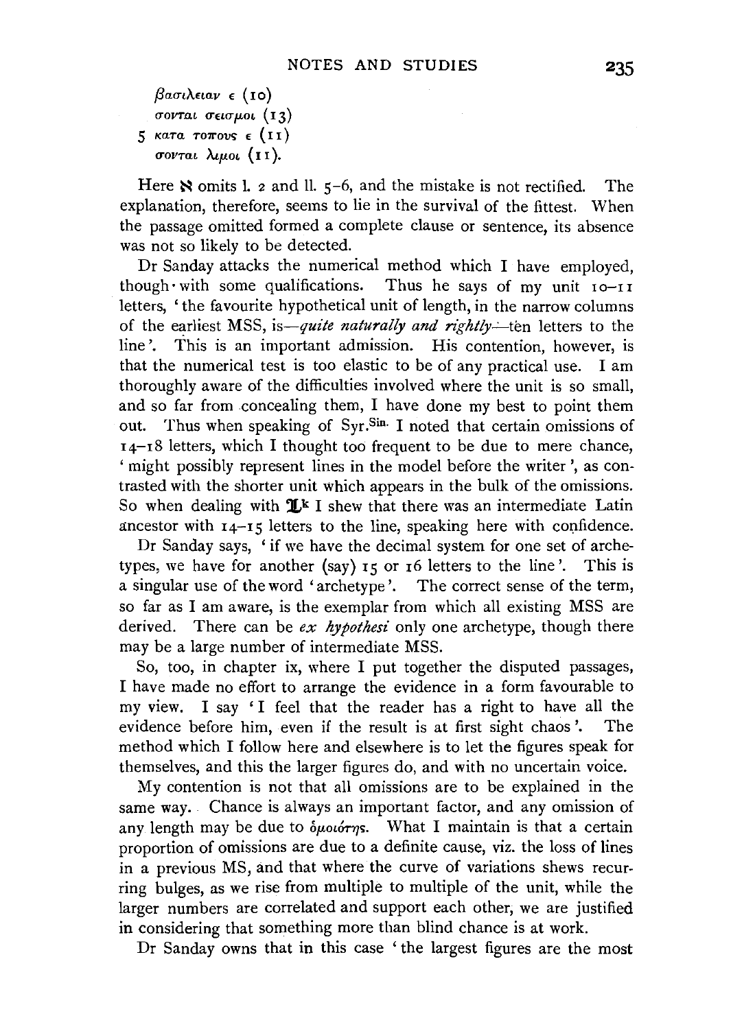βασιλειαν ε (10)
σονται σεισμοι (13)
5 κατα τοπους ε (11)
σονται λιμοι (11).

Here ℵ omits l. 2 and ll. 5–6, and the mistake is not rectified. The explanation, therefore, seems to lie in the survival of the fittest. When the passage omitted formed a complete clause or sentence, its absence was not so likely to be detected.

Dr Sanday attacks the numerical method which I have employed, though with some qualifications. Thus he says of my unit 10–11 letters, 'the favourite hypothetical unit of length, in the narrow columns of the earliest MSS, is—*quite naturally and rightly*—ten letters to the line'. This is an important admission. His contention, however, is that the numerical test is too elastic to be of any practical use. I am thoroughly aware of the difficulties involved where the unit is so small, and so far from concealing them, I have done my best to point them out. Thus when speaking of Syr.Sin. I noted that certain omissions of 14–18 letters, which I thought too frequent to be due to mere chance, 'might possibly represent lines in the model before the writer', as contrasted with the shorter unit which appears in the bulk of the omissions. So when dealing with 𝔏k I shew that there was an intermediate Latin ancestor with 14–15 letters to the line, speaking here with confidence.

Dr Sanday says, 'if we have the decimal system for one set of archetypes, we have for another (say) 15 or 16 letters to the line'. This is a singular use of the word 'archetype'. The correct sense of the term, so far as I am aware, is the exemplar from which all existing MSS are derived. There can be *ex hypothesi* only one archetype, though there may be a large number of intermediate MSS.

So, too, in chapter ix, where I put together the disputed passages, I have made no effort to arrange the evidence in a form favourable to my view. I say 'I feel that the reader has a right to have all the evidence before him, even if the result is at first sight chaos'. The method which I follow here and elsewhere is to let the figures speak for themselves, and this the larger figures do, and with no uncertain voice.

My contention is not that all omissions are to be explained in the same way. Chance is always an important factor, and any omission of any length may be due to ὁμοιότης. What I maintain is that a certain proportion of omissions are due to a definite cause, viz. the loss of lines in a previous MS, and that where the curve of variations shews recurring bulges, as we rise from multiple to multiple of the unit, while the larger numbers are correlated and support each other, we are justified in considering that something more than blind chance is at work.

Dr Sanday owns that in this case 'the largest figures are the most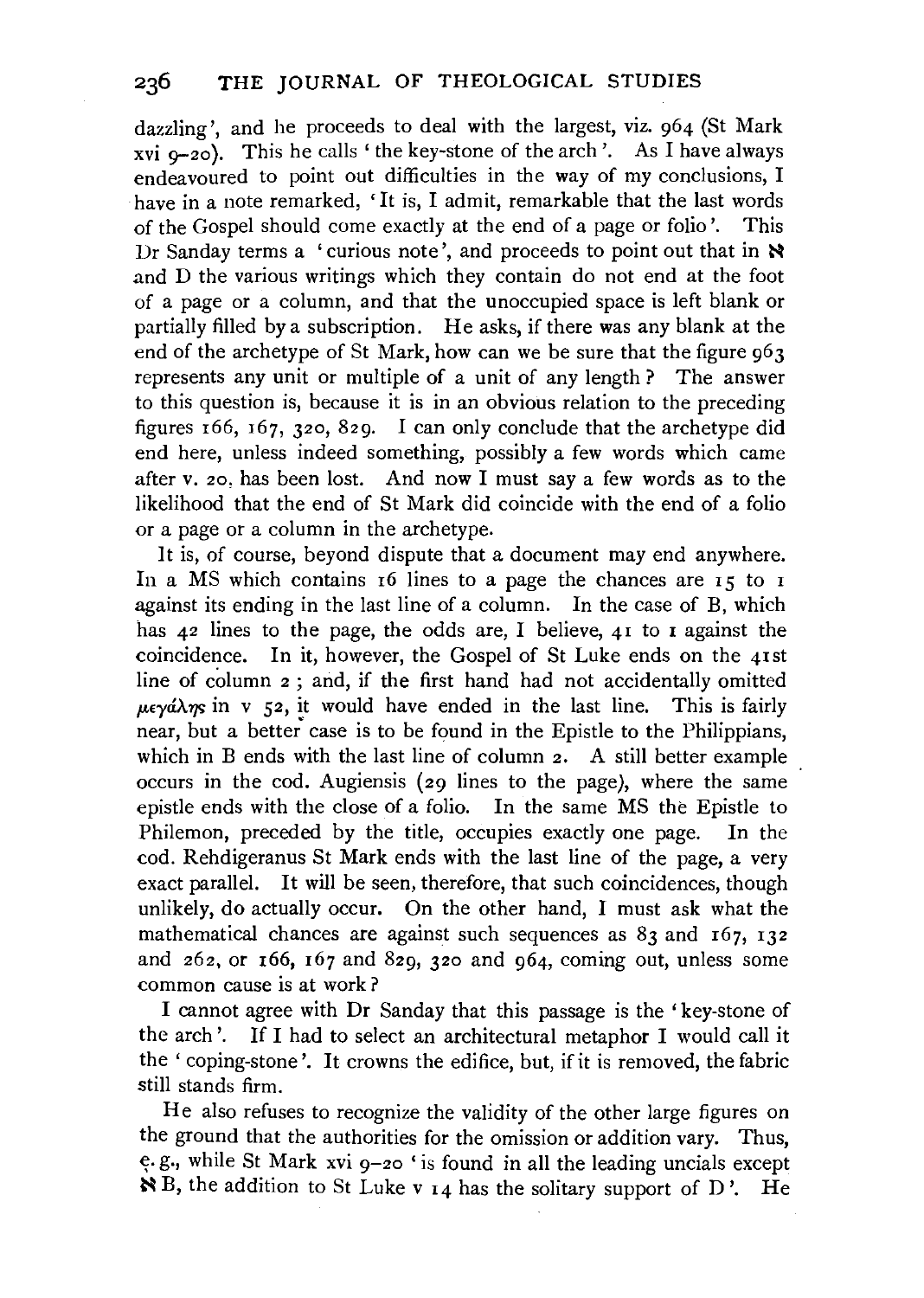dazzling', and he proceeds to deal with the largest, viz. 964 (St Mark xvi 9–20). This he calls 'the key-stone of the arch'. As I have always endeavoured to point out difficulties in the way of my conclusions, I have in a note remarked, 'It is, I admit, remarkable that the last words of the Gospel should come exactly at the end of a page or folio'. This Dr Sanday terms a 'curious note', and proceeds to point out that in ℵ and D the various writings which they contain do not end at the foot of a page or a column, and that the unoccupied space is left blank or partially filled by a subscription. He asks, if there was any blank at the end of the archetype of St Mark, how can we be sure that the figure 963 represents any unit or multiple of a unit of any length? The answer to this question is, because it is in an obvious relation to the preceding figures 166, 167, 320, 829. I can only conclude that the archetype did end here, unless indeed something, possibly a few words which came after v. 20, has been lost. And now I must say a few words as to the likelihood that the end of St Mark did coincide with the end of a folio or a page or a column in the archetype.

It is, of course, beyond dispute that a document may end anywhere. In a MS which contains 16 lines to a page the chances are 15 to 1 against its ending in the last line of a column. In the case of B, which has 42 lines to the page, the odds are, I believe, 41 to 1 against the coincidence. In it, however, the Gospel of St Luke ends on the 41st line of column 2; and, if the first hand had not accidentally omitted μεγάλης in v 52, it would have ended in the last line. This is fairly near, but a better case is to be found in the Epistle to the Philippians, which in B ends with the last line of column 2. A still better example occurs in the cod. Augiensis (29 lines to the page), where the same epistle ends with the close of a folio. In the same MS the Epistle to Philemon, preceded by the title, occupies exactly one page. In the cod. Rehdigeranus St Mark ends with the last line of the page, a very exact parallel. It will be seen, therefore, that such coincidences, though unlikely, do actually occur. On the other hand, I must ask what the mathematical chances are against such sequences as 83 and 167, 132 and 262, or 166, 167 and 829, 320 and 964, coming out, unless some common cause is at work?

I cannot agree with Dr Sanday that this passage is the 'key-stone of the arch'. If I had to select an architectural metaphor I would call it the 'coping-stone'. It crowns the edifice, but, if it is removed, the fabric still stands firm.

He also refuses to recognize the validity of the other large figures on the ground that the authorities for the omission or addition vary. Thus, e.g., while St Mark xvi 9–20 'is found in all the leading uncials except ℵ B, the addition to St Luke v 14 has the solitary support of D'. He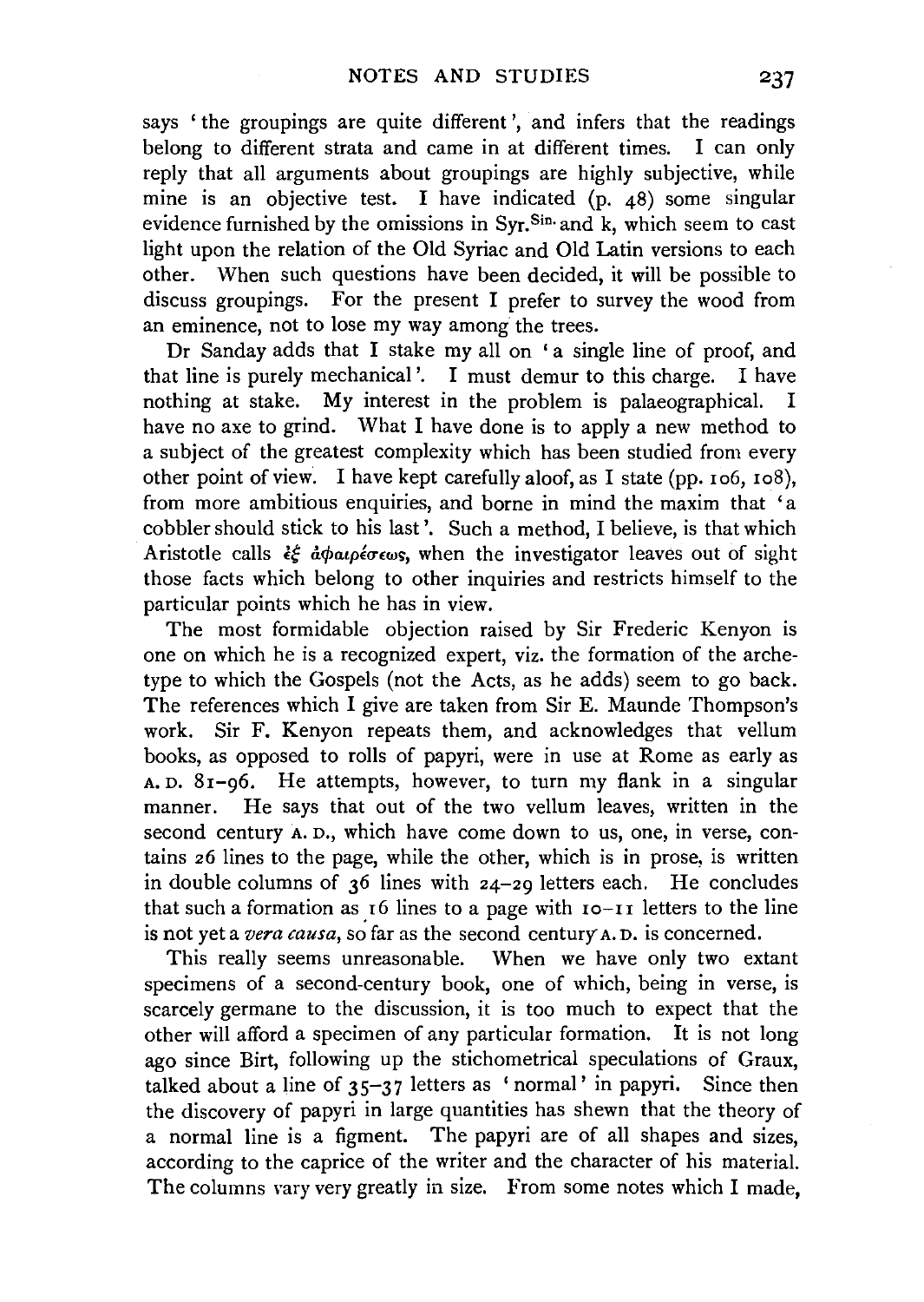says 'the groupings are quite different', and infers that the readings belong to different strata and came in at different times. I can only reply that all arguments about groupings are highly subjective, while mine is an objective test. I have indicated (p. 48) some singular evidence furnished by the omissions in Syr.[Sin.] and k, which seem to cast light upon the relation of the Old Syriac and Old Latin versions to each other. When such questions have been decided, it will be possible to discuss groupings. For the present I prefer to survey the wood from an eminence, not to lose my way among the trees.

Dr Sanday adds that I stake my all on 'a single line of proof, and that line is purely mechanical'. I must demur to this charge. I have nothing at stake. My interest in the problem is palaeographical. I have no axe to grind. What I have done is to apply a new method to a subject of the greatest complexity which has been studied from every other point of view. I have kept carefully aloof, as I state (pp. 106, 108), from more ambitious enquiries, and borne in mind the maxim that 'a cobbler should stick to his last'. Such a method, I believe, is that which Aristotle calls ἐξ ἀφαιρέσεως, when the investigator leaves out of sight those facts which belong to other inquiries and restricts himself to the particular points which he has in view.

The most formidable objection raised by Sir Frederic Kenyon is one on which he is a recognized expert, viz. the formation of the archetype to which the Gospels (not the Acts, as he adds) seem to go back. The references which I give are taken from Sir E. Maunde Thompson's work. Sir F. Kenyon repeats them, and acknowledges that vellum books, as opposed to rolls of papyri, were in use at Rome as early as A. D. 81–96. He attempts, however, to turn my flank in a singular manner. He says that out of the two vellum leaves, written in the second century A. D., which have come down to us, one, in verse, contains 26 lines to the page, while the other, which is in prose, is written in double columns of 36 lines with 24–29 letters each. He concludes that such a formation as 16 lines to a page with 10–11 letters to the line is not yet a *vera causa*, so far as the second century A. D. is concerned.

This really seems unreasonable. When we have only two extant specimens of a second-century book, one of which, being in verse, is scarcely germane to the discussion, it is too much to expect that the other will afford a specimen of any particular formation. It is not long ago since Birt, following up the stichometrical speculations of Graux, talked about a line of 35–37 letters as 'normal' in papyri. Since then the discovery of papyri in large quantities has shewn that the theory of a normal line is a figment. The papyri are of all shapes and sizes, according to the caprice of the writer and the character of his material. The columns vary very greatly in size. From some notes which I made,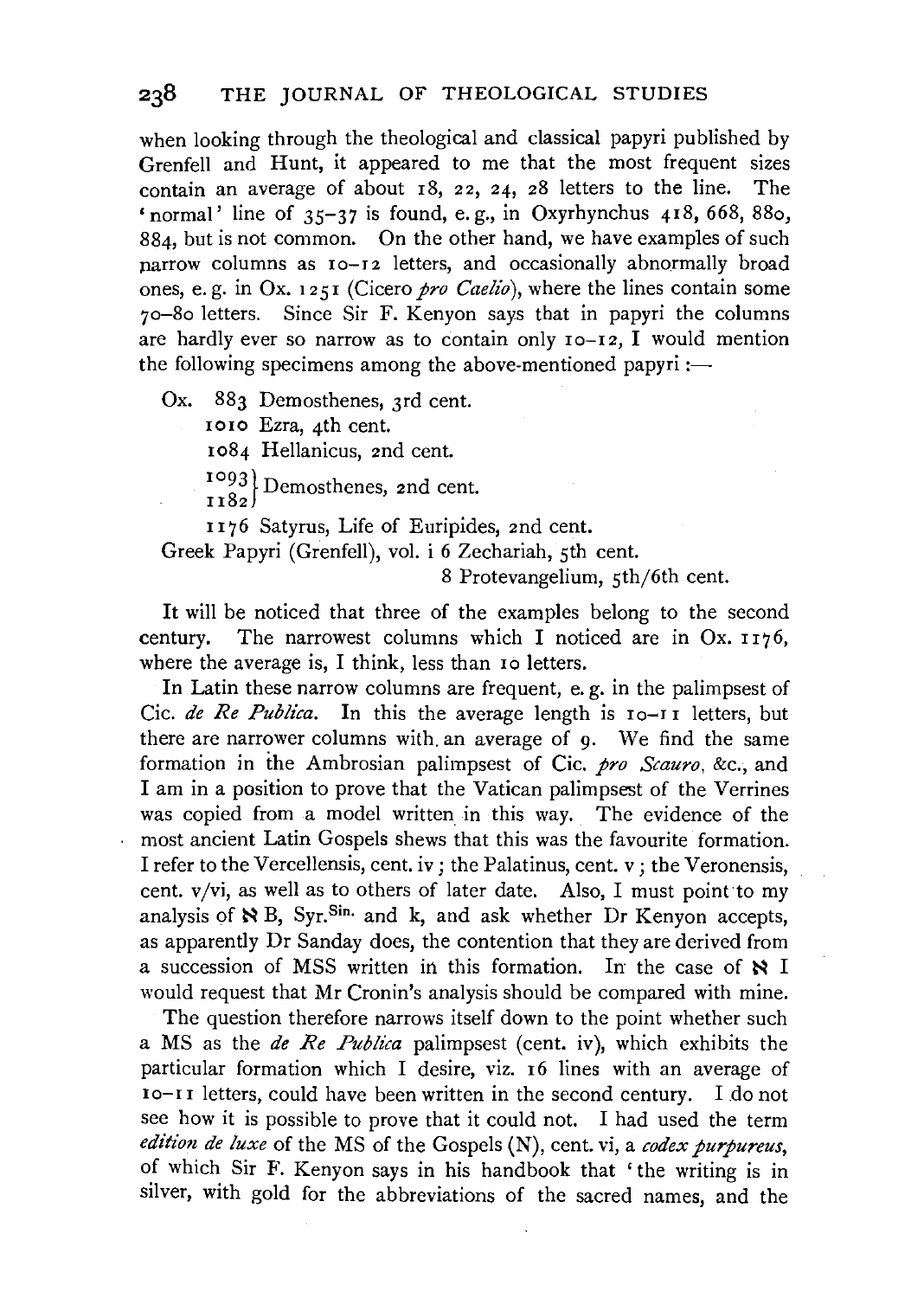when looking through the theological and classical papyri published by Grenfell and Hunt, it appeared to me that the most frequent sizes contain an average of about 18, 22, 24, 28 letters to the line. The 'normal' line of 35–37 is found, e.g., in Oxyrhynchus 418, 668, 880, 884, but is not common. On the other hand, we have examples of such narrow columns as 10–12 letters, and occasionally abnormally broad ones, e.g. in Ox. 1251 (Cicero *pro Caelio*), where the lines contain some 70–80 letters. Since Sir F. Kenyon says that in papyri the columns are hardly ever so narrow as to contain only 10–12, I would mention the following specimens among the above-mentioned papyri:—

Ox. 883 Demosthenes, 3rd cent.
 1010 Ezra, 4th cent.
 1084 Hellanicus, 2nd cent.
 1093 } 1182 } Demosthenes, 2nd cent.
 1176 Satyrus, Life of Euripides, 2nd cent.
Greek Papyri (Grenfell), vol. i 6 Zechariah, 5th cent.
 8 Protevangelium, 5th/6th cent.

It will be noticed that three of the examples belong to the second century. The narrowest columns which I noticed are in Ox. 1176, where the average is, I think, less than 10 letters.

In Latin these narrow columns are frequent, e.g. in the palimpsest of Cic. *de Re Publica*. In this the average length is 10–11 letters, but there are narrower columns with an average of 9. We find the same formation in the Ambrosian palimpsest of Cic. *pro Scauro*, &c., and I am in a position to prove that the Vatican palimpsest of the Verrines was copied from a model written in this way. The evidence of the most ancient Latin Gospels shews that this was the favourite formation. I refer to the Vercellensis, cent. iv; the Palatinus, cent. v; the Veronensis, cent. v/vi, as well as to others of later date. Also, I must point to my analysis of ℵ B, Syr.[Sin.] and k, and ask whether Dr Kenyon accepts, as apparently Dr Sanday does, the contention that they are derived from a succession of MSS written in this formation. In the case of ℵ I would request that Mr Cronin's analysis should be compared with mine.

The question therefore narrows itself down to the point whether such a MS as the *de Re Publica* palimpsest (cent. iv), which exhibits the particular formation which I desire, viz. 16 lines with an average of 10–11 letters, could have been written in the second century. I do not see how it is possible to prove that it could not. I had used the term *edition de luxe* of the MS of the Gospels (N), cent. vi, a *codex purpureus*, of which Sir F. Kenyon says in his handbook that 'the writing is in silver, with gold for the abbreviations of the sacred names, and the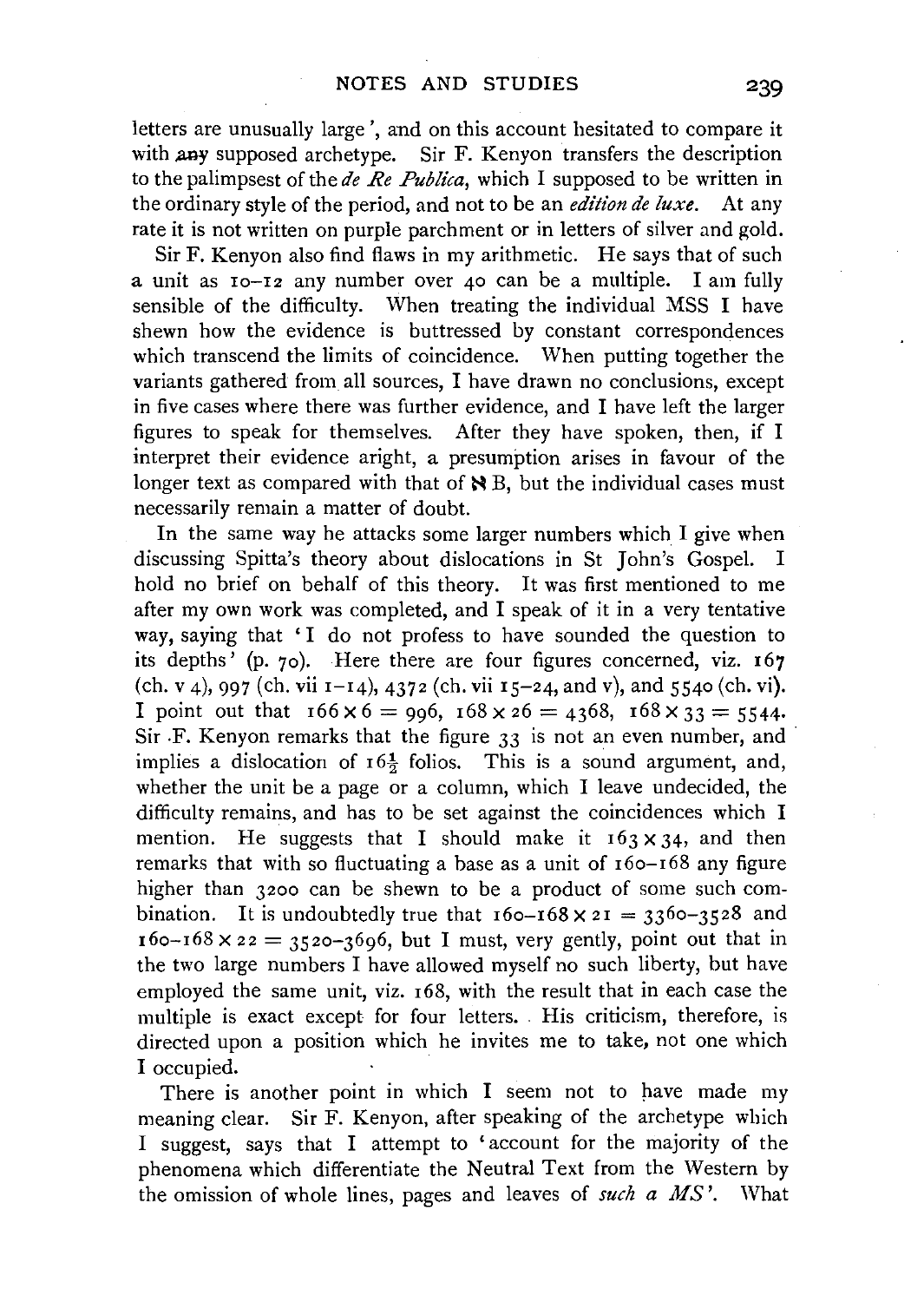letters are unusually large', and on this account hesitated to compare it with any supposed archetype. Sir F. Kenyon transfers the description to the palimpsest of the *de Re Publica*, which I supposed to be written in the ordinary style of the period, and not to be an *edition de luxe*. At any rate it is not written on purple parchment or in letters of silver and gold.

Sir F. Kenyon also find flaws in my arithmetic. He says that of such a unit as 10–12 any number over 40 can be a multiple. I am fully sensible of the difficulty. When treating the individual MSS I have shewn how the evidence is buttressed by constant correspondences which transcend the limits of coincidence. When putting together the variants gathered from all sources, I have drawn no conclusions, except in five cases where there was further evidence, and I have left the larger figures to speak for themselves. After they have spoken, then, if I interpret their evidence aright, a presumption arises in favour of the longer text as compared with that of ℵ B, but the individual cases must necessarily remain a matter of doubt.

In the same way he attacks some larger numbers which I give when discussing Spitta's theory about dislocations in St John's Gospel. I hold no brief on behalf of this theory. It was first mentioned to me after my own work was completed, and I speak of it in a very tentative way, saying that 'I do not profess to have sounded the question to its depths' (p. 70). Here there are four figures concerned, viz. 167 (ch. v 4), 997 (ch. vii 1–14), 4372 (ch. vii 15–24, and v), and 5540 (ch. vi). I point out that $166 \times 6 = 996$, $168 \times 26 = 4368$, $168 \times 33 = 5544$. Sir F. Kenyon remarks that the figure 33 is not an even number, and implies a dislocation of $16\frac{1}{2}$ folios. This is a sound argument, and, whether the unit be a page or a column, which I leave undecided, the difficulty remains, and has to be set against the coincidences which I mention. He suggests that I should make it $163 \times 34$, and then remarks that with so fluctuating a base as a unit of 160–168 any figure higher than 3200 can be shewn to be a product of some such combination. It is undoubtedly true that $160–168 \times 21 = 3360–3528$ and $160–168 \times 22 = 3520–3696$, but I must, very gently, point out that in the two large numbers I have allowed myself no such liberty, but have employed the same unit, viz. 168, with the result that in each case the multiple is exact except for four letters. His criticism, therefore, is directed upon a position which he invites me to take, not one which I occupied.

There is another point in which I seem not to have made my meaning clear. Sir F. Kenyon, after speaking of the archetype which I suggest, says that I attempt to 'account for the majority of the phenomena which differentiate the Neutral Text from the Western by the omission of whole lines, pages and leaves of *such a MS*'. What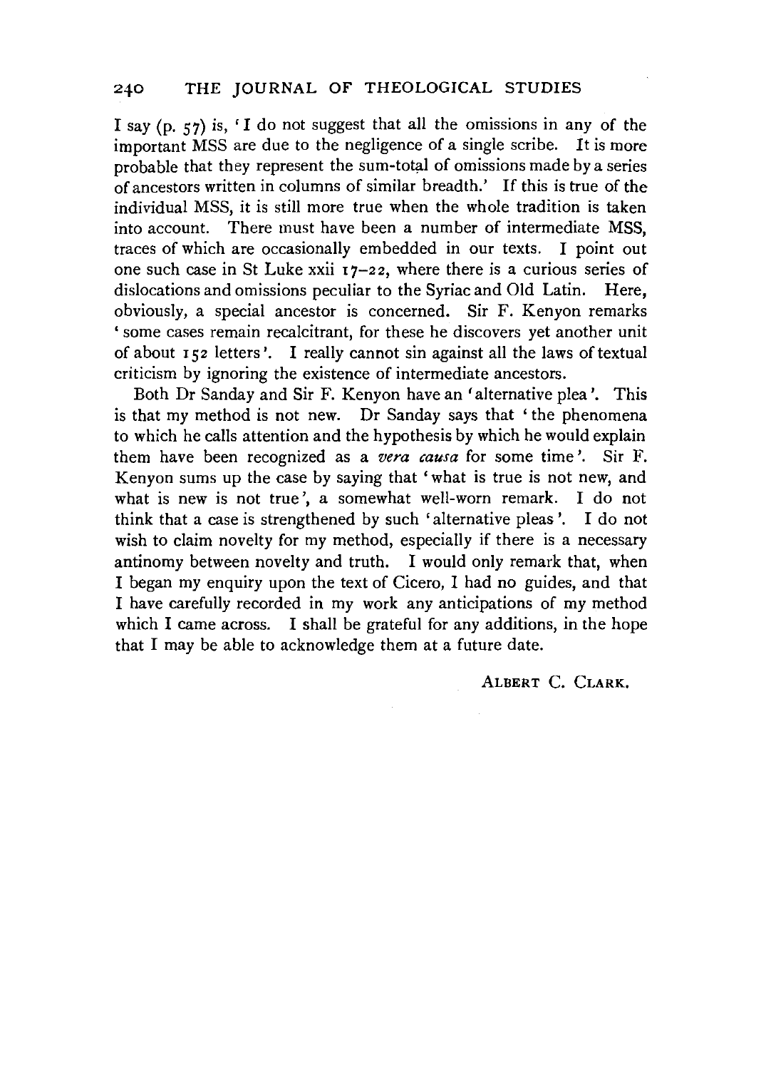I say (p. 57) is, 'I do not suggest that all the omissions in any of the important MSS are due to the negligence of a single scribe. It is more probable that they represent the sum-total of omissions made by a series of ancestors written in columns of similar breadth.' If this is true of the individual MSS, it is still more true when the whole tradition is taken into account. There must have been a number of intermediate MSS, traces of which are occasionally embedded in our texts. I point out one such case in St Luke xxii 17–22, where there is a curious series of dislocations and omissions peculiar to the Syriac and Old Latin. Here, obviously, a special ancestor is concerned. Sir F. Kenyon remarks 'some cases remain recalcitrant, for these he discovers yet another unit of about 152 letters'. I really cannot sin against all the laws of textual criticism by ignoring the existence of intermediate ancestors.

Both Dr Sanday and Sir F. Kenyon have an 'alternative plea'. This is that my method is not new. Dr Sanday says that 'the phenomena to which he calls attention and the hypothesis by which he would explain them have been recognized as a *vera causa* for some time'. Sir F. Kenyon sums up the case by saying that 'what is true is not new, and what is new is not true', a somewhat well-worn remark. I do not think that a case is strengthened by such 'alternative pleas'. I do not wish to claim novelty for my method, especially if there is a necessary antinomy between novelty and truth. I would only remark that, when I began my enquiry upon the text of Cicero, I had no guides, and that I have carefully recorded in my work any anticipations of my method which I came across. I shall be grateful for any additions, in the hope that I may be able to acknowledge them at a future date.

ALBERT C. CLARK.